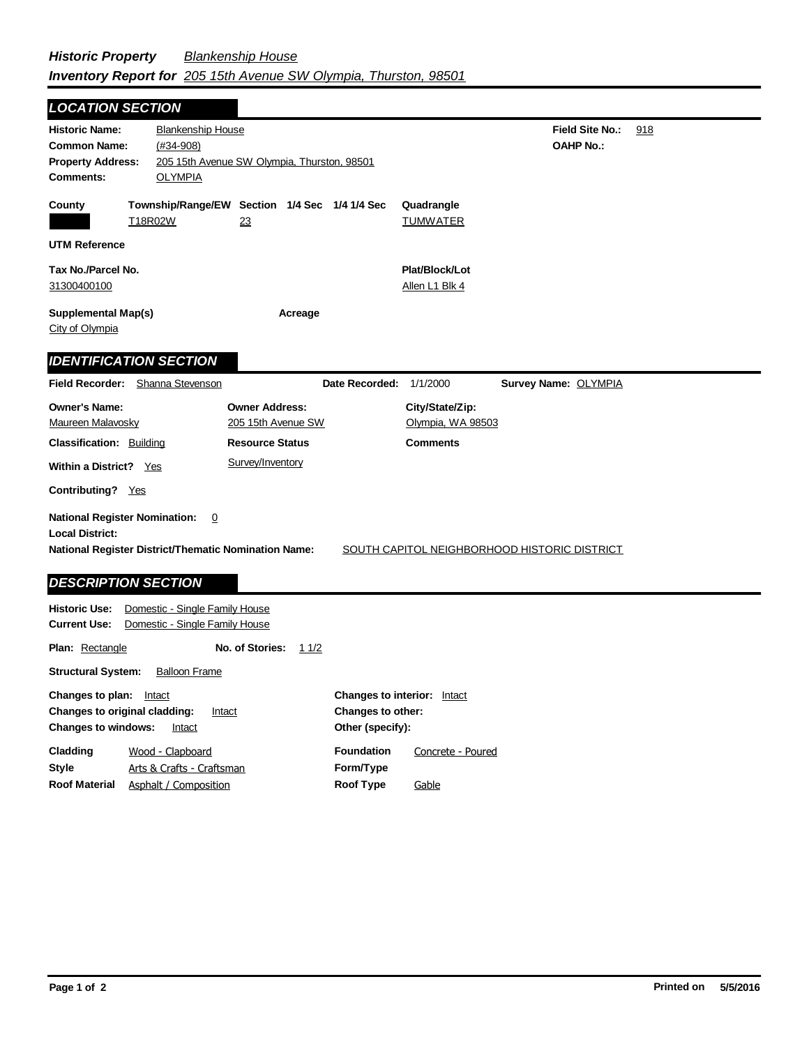# *Historic Property Inventory Report for* *Blankenship House* *205 15th Avenue SW Olympia, Thurston, 98501*

## LOCATION SECTION

**Historic Name:** Blankenship House
**Common Name:** (#34-908)
**Property Address:** 205 15th Avenue SW Olympia, Thurston, 98501
**Comments:** OLYMPIA

**Field Site No.:** 918
**OAHP No.:**

| County | Township/Range/EW | Section | 1/4 Sec | 1/4 1/4 Sec | Quadrangle |
|---|---|---|---|---|---|
| | T18R02W | 23 | | | TUMWATER |

**UTM Reference**

**Tax No./Parcel No.**
31300400100

**Plat/Block/Lot**
Allen L1 Blk 4

**Supplemental Map(s)**
City of Olympia

**Acreage**

## IDENTIFICATION SECTION

**Field Recorder:** Shanna Stevenson
**Date Recorded:** 1/1/2000
**Survey Name:** OLYMPIA

| Owner's Name: | Owner Address: | City/State/Zip: |
|---|---|---|
| Maureen Malavosky | 205 15th Avenue SW | Olympia, WA 98503 |

**Classification:** Building
**Resource Status**
Survey/Inventory
**Comments**

**Within a District?** Yes

**Contributing?** Yes

**National Register Nomination:** 0
**Local District:**
**National Register District/Thematic Nomination Name:** SOUTH CAPITOL NEIGHBORHOOD HISTORIC DISTRICT

## DESCRIPTION SECTION

**Historic Use:** Domestic - Single Family House
**Current Use:** Domestic - Single Family House

**Plan:** Rectangle
**No. of Stories:** 1 1/2

**Structural System:** Balloon Frame

**Changes to plan:** Intact
**Changes to original cladding:** Intact
**Changes to windows:** Intact
**Changes to interior:** Intact
**Changes to other:**
**Other (specify):**

**Cladding** Wood - Clapboard
**Style** Arts & Crafts - Craftsman
**Roof Material** Asphalt / Composition
**Foundation** Concrete - Poured
**Form/Type**
**Roof Type** Gable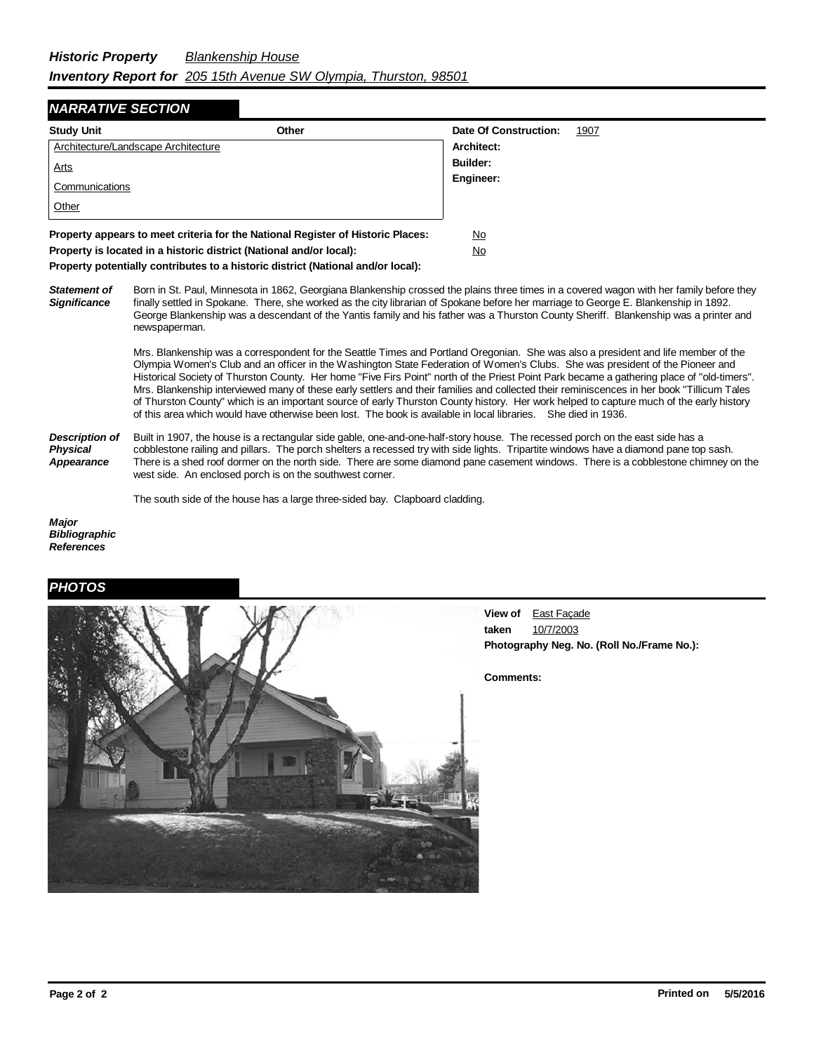***Historic Property*** *Blankenship House*

***Inventory Report for*** *205 15th Avenue SW Olympia, Thurston, 98501*

## NARRATIVE SECTION

| Study Unit | Other | | |
|---|---|---|---|
| Architecture/Landscape Architecture | | **Date Of Construction:** | 1907 |
| Arts | | **Architect:** | |
| Communications | | **Builder:** | |
| Other | | **Engineer:** | |

**Property appears to meet criteria for the National Register of Historic Places:** No

**Property is located in a historic district (National and/or local):** No

**Property potentially contributes to a historic district (National and/or local):**

***Statement of Significance***

Born in St. Paul, Minnesota in 1862, Georgiana Blankenship crossed the plains three times in a covered wagon with her family before they finally settled in Spokane. There, she worked as the city librarian of Spokane before her marriage to George E. Blankenship in 1892. George Blankenship was a descendant of the Yantis family and his father was a Thurston County Sheriff. Blankenship was a printer and newspaperman.

Mrs. Blankenship was a correspondent for the Seattle Times and Portland Oregonian. She was also a president and life member of the Olympia Women's Club and an officer in the Washington State Federation of Women's Clubs. She was president of the Pioneer and Historical Society of Thurston County. Her home "Five Firs Point" north of the Priest Point Park became a gathering place of "old-timers". Mrs. Blankenship interviewed many of these early settlers and their families and collected their reminiscences in her book "Tillicum Tales of Thurston County" which is an important source of early Thurston County history. Her work helped to capture much of the early history of this area which would have otherwise been lost. The book is available in local libraries. She died in 1936.

***Description of Physical Appearance***

Built in 1907, the house is a rectangular side gable, one-and-one-half-story house. The recessed porch on the east side has a cobblestone railing and pillars. The porch shelters a recessed try with side lights. Tripartite windows have a diamond pane top sash. There is a shed roof dormer on the north side. There are some diamond pane casement windows. There is a cobblestone chimney on the west side. An enclosed porch is on the southwest corner.

The south side of the house has a large three-sided bay. Clapboard cladding.

***Major Bibliographic References***

## PHOTOS

**View of** East Façade

**taken** 10/7/2003

**Photography Neg. No. (Roll No./Frame No.):**

**Comments:**